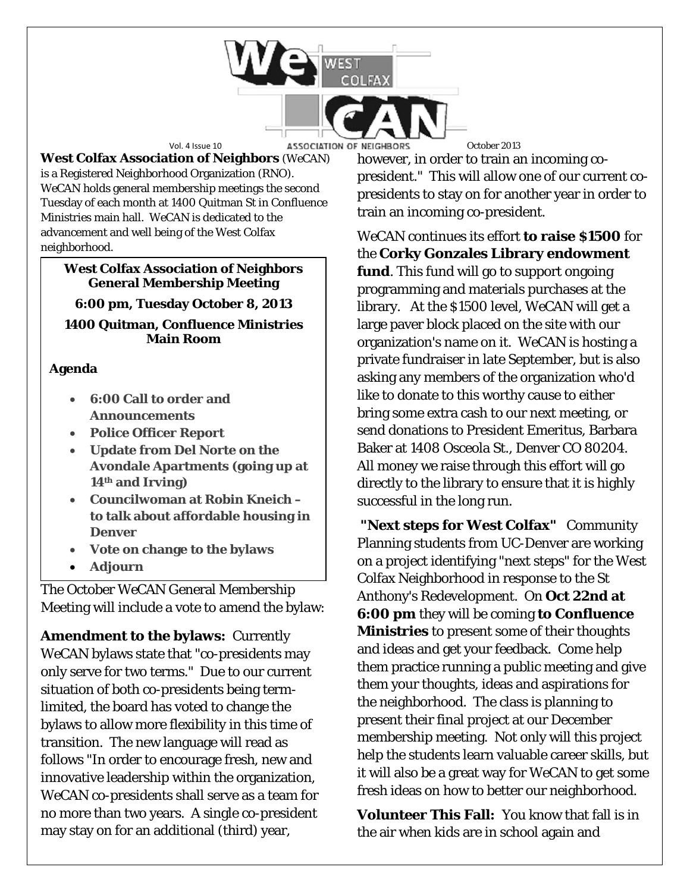# WeCAN — West Colfax Association of Neighbors

Vol. 4 Issue 10 — October 2013

**West Colfax Association of Neighbors** (WeCAN) is a Registered Neighborhood Organization (RNO). WeCAN holds general membership meetings the second Tuesday of each month at 1400 Quitman St in Confluence Ministries main hall. WeCAN is dedicated to the advancement and well being of the West Colfax neighborhood.

> **West Colfax Association of Neighbors General Membership Meeting**
>
> **6:00 pm, Tuesday October 8, 2013**
>
> **1400 Quitman, Confluence Ministries Main Room**
>
> **Agenda**
>
> - **6:00 Call to order and Announcements**
> - **Police Officer Report**
> - **Update from Del Norte on the Avondale Apartments (going up at 14th and Irving)**
> - **Councilwoman at Robin Kneich – to talk about affordable housing in Denver**
> - **Vote on change to the bylaws**
> - **Adjourn**

The October WeCAN General Membership Meeting will include a vote to amend the bylaw:

**Amendment to the bylaws:** Currently WeCAN bylaws state that "co-presidents may only serve for two terms." Due to our current situation of both co-presidents being term-limited, the board has voted to change the bylaws to allow more flexibility in this time of transition. The new language will read as follows "In order to encourage fresh, new and innovative leadership within the organization, WeCAN co-presidents shall serve as a team for no more than two years. A single co-president may stay on for an additional (third) year, however, in order to train an incoming co-president." This will allow one of our current co-presidents to stay on for another year in order to train an incoming co-president.

WeCAN continues its effort **to raise $1500** for the **Corky Gonzales Library endowment fund**. This fund will go to support ongoing programming and materials purchases at the library. At the $1500 level, WeCAN will get a large paver block placed on the site with our organization's name on it. WeCAN is hosting a private fundraiser in late September, but is also asking any members of the organization who'd like to donate to this worthy cause to either bring some extra cash to our next meeting, or send donations to President Emeritus, Barbara Baker at 1408 Osceola St., Denver CO 80204. All money we raise through this effort will go directly to the library to ensure that it is highly successful in the long run.

**"Next steps for West Colfax"** Community Planning students from UC-Denver are working on a project identifying "next steps" for the West Colfax Neighborhood in response to the St Anthony's Redevelopment. On **Oct 22nd at 6:00 pm** they will be coming **to Confluence Ministries** to present some of their thoughts and ideas and get your feedback. Come help them practice running a public meeting and give them your thoughts, ideas and aspirations for the neighborhood. The class is planning to present their final project at our December membership meeting. Not only will this project help the students learn valuable career skills, but it will also be a great way for WeCAN to get some fresh ideas on how to better our neighborhood.

**Volunteer This Fall:** You know that fall is in the air when kids are in school again and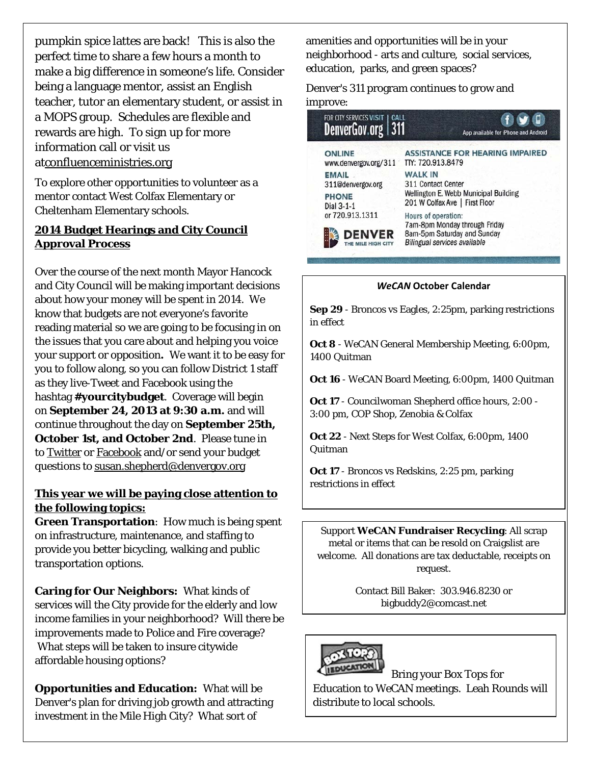pumpkin spice lattes are back! This is also the perfect time to share a few hours a month to make a big difference in someone's life. Consider being a language mentor, assist an English teacher, tutor an elementary student, or assist in a MOPS group. Schedules are flexible and rewards are high. To sign up for more information call or visit us atconfluenceministries.org

To explore other opportunities to volunteer as a mentor contact West Colfax Elementary or Cheltenham Elementary schools.

**2014 Budget Hearings and City Council Approval Process**

Over the course of the next month Mayor Hancock and City Council will be making important decisions about how your money will be spent in 2014. We know that budgets are not everyone's favorite reading material so we are going to be focusing in on the issues that you care about and helping you voice your support or opposition**.** We want it to be easy for you to follow along, so you can follow District 1 staff as they live-Tweet and Facebook using the hashtag **#yourcitybudget**. Coverage will begin on **September 24, 2013 at 9:30 a.m.** and will continue throughout the day on **September 25th, October 1st, and October 2nd**. Please tune in to Twitter or Facebook and/or send your budget questions to susan.shepherd@denvergov.org

**This year we will be paying close attention to the following topics:**

**Green Transportation**: How much is being spent on infrastructure, maintenance, and staffing to provide you better bicycling, walking and public transportation options.

**Caring for Our Neighbors:** What kinds of services will the City provide for the elderly and low income families in your neighborhood? Will there be improvements made to Police and Fire coverage? What steps will be taken to insure citywide affordable housing options?

**Opportunities and Education:** What will be Denver's plan for driving job growth and attracting investment in the Mile High City? What sort of amenities and opportunities will be in your neighborhood - arts and culture, social services, education, parks, and green spaces?

Denver's 311 program continues to grow and improve:

FOR CITY SERVICES VISIT DenverGov.org | CALL 311

App available for iPhone and Android

**ONLINE**
www.denvergov.org/311

**EMAIL**
311@denvergov.org

**PHONE**
Dial 3-1-1
or 720.913.1311

**ASSISTANCE FOR HEARING IMPAIRED**
TTY: 720.913.8479

**WALK IN**
311 Contact Center
Wellington E. Webb Municipal Building
201 W Colfax Ave | First Floor

Hours of operation:
7am-8pm Monday through Friday
8am-5pm Saturday and Sunday
*Bilingual services available*

DENVER THE MILE HIGH CITY

### *WeCAN* October Calendar

**Sep 29** - Broncos vs Eagles, 2:25pm, parking restrictions in effect

**Oct 8** - WeCAN General Membership Meeting, 6:00pm, 1400 Quitman

**Oct 16** - WeCAN Board Meeting, 6:00pm, 1400 Quitman

**Oct 17** - Councilwoman Shepherd office hours, 2:00 - 3:00 pm, COP Shop, Zenobia & Colfax

**Oct 22** - Next Steps for West Colfax, 6:00pm, 1400 Quitman

**Oct 17** - Broncos vs Redskins, 2:25 pm, parking restrictions in effect

Support **WeCAN Fundraiser Recycling**: All scrap metal or items that can be resold on Craigslist are welcome. All donations are tax deductable, receipts on request.

Contact Bill Baker: 303.946.8230 or bigbuddy2@comcast.net

Bring your Box Tops for Education to WeCAN meetings. Leah Rounds will distribute to local schools.